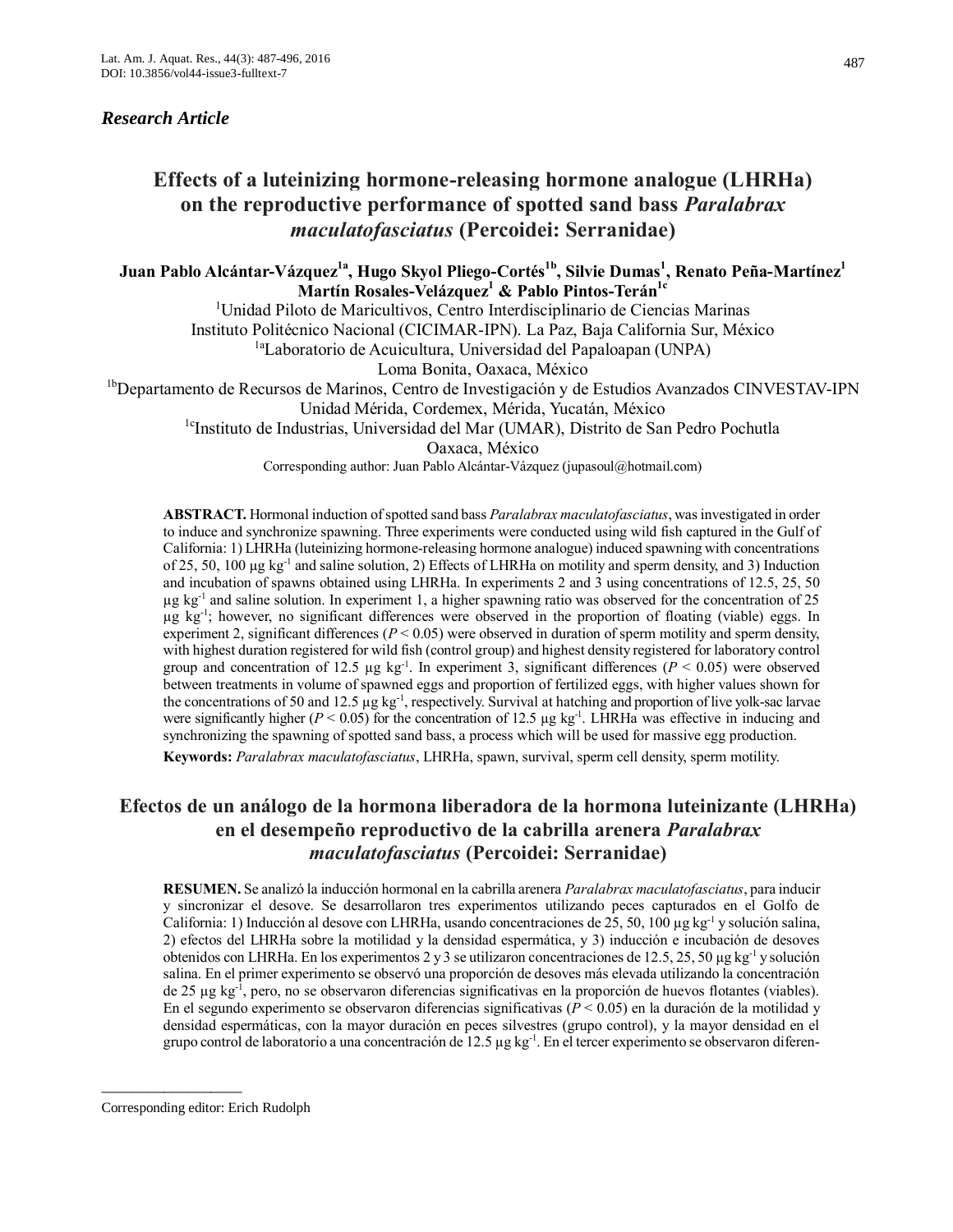*Research Article*

# Effects of a luteinizing hormone-releasing hormone analogue (LHRHa) on the reproductive performance of spotted sand bass *Paralabrax maculatofasciatus* (Percoidei: Serranidae)

**Juan Pablo Alcántar-Vázquez[1a], Hugo Skyol Pliego-Cortés[1b], Silvie Dumas[1], Renato Peña-Martínez[1] Martín Rosales-Velázquez[1] & Pablo Pintos-Terán[1c]**

[1]Unidad Piloto de Maricultivos, Centro Interdisciplinario de Ciencias Marinas Instituto Politécnico Nacional (CICIMAR-IPN). La Paz, Baja California Sur, México

[1a]Laboratorio de Acuicultura, Universidad del Papaloapan (UNPA) Loma Bonita, Oaxaca, México

[1b]Departamento de Recursos de Marinos, Centro de Investigación y de Estudios Avanzados CINVESTAV-IPN Unidad Mérida, Cordemex, Mérida, Yucatán, México

[1c]Instituto de Industrias, Universidad del Mar (UMAR), Distrito de San Pedro Pochutla Oaxaca, México

Corresponding author: Juan Pablo Alcántar-Vázquez (jupasoul@hotmail.com)

**ABSTRACT.** Hormonal induction of spotted sand bass *Paralabrax maculatofasciatus*, was investigated in order to induce and synchronize spawning. Three experiments were conducted using wild fish captured in the Gulf of California: 1) LHRHa (luteinizing hormone-releasing hormone analogue) induced spawning with concentrations of 25, 50, 100 μg $kg^{-1}$ and saline solution, 2) Effects of LHRHa on motility and sperm density, and 3) Induction and incubation of spawns obtained using LHRHa. In experiments 2 and 3 using concentrations of 12.5, 25, 50 μg $kg^{-1}$ and saline solution. In experiment 1, a higher spawning ratio was observed for the concentration of 25 μg $kg^{-1}$; however, no significant differences were observed in the proportion of floating (viable) eggs. In experiment 2, significant differences ($P < 0.05$) were observed in duration of sperm motility and sperm density, with highest duration registered for wild fish (control group) and highest density registered for laboratory control group and concentration of 12.5 μg $kg^{-1}$. In experiment 3, significant differences ($P < 0.05$) were observed between treatments in volume of spawned eggs and proportion of fertilized eggs, with higher values shown for the concentrations of 50 and 12.5 μg $kg^{-1}$, respectively. Survival at hatching and proportion of live yolk-sac larvae were significantly higher ($P < 0.05$) for the concentration of 12.5 μg $kg^{-1}$. LHRHa was effective in inducing and synchronizing the spawning of spotted sand bass, a process which will be used for massive egg production.

**Keywords:** *Paralabrax maculatofasciatus*, LHRHa, spawn, survival, sperm cell density, sperm motility.

# Efectos de un análogo de la hormona liberadora de la hormona luteinizante (LHRHa) en el desempeño reproductivo de la cabrilla arenera *Paralabrax maculatofasciatus* (Percoidei: Serranidae)

**RESUMEN.** Se analizó la inducción hormonal en la cabrilla arenera *Paralabrax maculatofasciatus*, para inducir y sincronizar el desove. Se desarrollaron tres experimentos utilizando peces capturados en el Golfo de California: 1) Inducción al desove con LHRHa, usando concentraciones de 25, 50, 100 μg $kg^{-1}$ y solución salina, 2) efectos del LHRHa sobre la motilidad y la densidad espermática, y 3) inducción e incubación de desoves obtenidos con LHRHa. En los experimentos 2 y 3 se utilizaron concentraciones de 12.5, 25, 50 μg $kg^{-1}$ y solución salina. En el primer experimento se observó una proporción de desoves más elevada utilizando la concentración de 25 μg $kg^{-1}$, pero, no se observaron diferencias significativas en la proporción de huevos flotantes (viables). En el segundo experimento se observaron diferencias significativas ($P < 0.05$) en la duración de la motilidad y densidad espermáticas, con la mayor duración en peces silvestres (grupo control), y la mayor densidad en el grupo control de laboratorio a una concentración de 12.5 μg $kg^{-1}$. En el tercer experimento se observaron diferen-

Corresponding editor: Erich Rudolph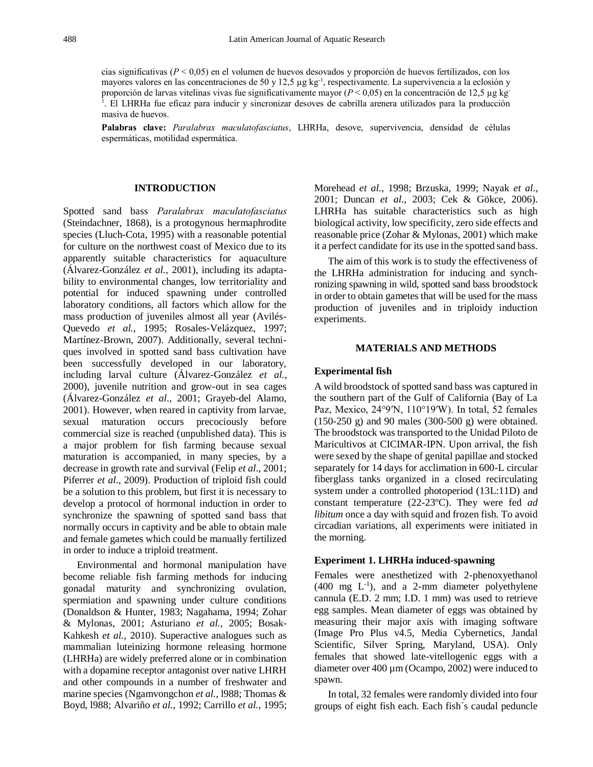cias significativas ($P < 0,05$) en el volumen de huevos desovados y proporción de huevos fertilizados, con los mayores valores en las concentraciones de 50 y 12,5 µg $kg^{-1}$, respectivamente. La supervivencia a la eclosión y proporción de larvas vitelinas vivas fue significativamente mayor ($P < 0,05$) en la concentración de 12,5 µg $kg^{-1}$. El LHRHa fue eficaz para inducir y sincronizar desoves de cabrilla arenera utilizados para la producción masiva de huevos.

**Palabras clave:** *Paralabrax maculatofasciatus*, LHRHa, desove, supervivencia, densidad de células espermáticas, motilidad espermática.

## INTRODUCTION

Spotted sand bass *Paralabrax maculatofasciatus* (Steindachner, 1868), is a protogynous hermaphrodite species (Lluch-Cota, 1995) with a reasonable potential for culture on the northwest coast of Mexico due to its apparently suitable characteristics for aquaculture (Álvarez-González *et al.*, 2001), including its adaptability to environmental changes, low territoriality and potential for induced spawning under controlled laboratory conditions, all factors which allow for the mass production of juveniles almost all year (Avilés-Quevedo *et al.,* 1995; Rosales-Velázquez, 1997; Martínez-Brown, 2007). Additionally, several techniques involved in spotted sand bass cultivation have been successfully developed in our laboratory, including larval culture (Álvarez-González *et al.*, 2000), juvenile nutrition and grow-out in sea cages (Álvarez-González *et al*., 2001; Grayeb-del Alamo, 2001). However, when reared in captivity from larvae, sexual maturation occurs precociously before commercial size is reached (unpublished data). This is a major problem for fish farming because sexual maturation is accompanied, in many species, by a decrease in growth rate and survival (Felip *et al*., 2001; Piferrer *et al*., 2009). Production of triploid fish could be a solution to this problem, but first it is necessary to develop a protocol of hormonal induction in order to synchronize the spawning of spotted sand bass that normally occurs in captivity and be able to obtain male and female gametes which could be manually fertilized in order to induce a triploid treatment.

Environmental and hormonal manipulation have become reliable fish farming methods for inducing gonadal maturity and synchronizing ovulation, spermiation and spawning under culture conditions (Donaldson & Hunter, 1983; Nagahama, 1994; Zohar & Mylonas, 2001; Asturiano *et al.,* 2005; Bosak-Kahkesh *et al.,* 2010). Superactive analogues such as mammalian luteinizing hormone releasing hormone (LHRHa) are widely preferred alone or in combination with a dopamine receptor antagonist over native LHRH and other compounds in a number of freshwater and marine species (Ngamvongchon *et al.,* l988; Thomas & Boyd, l988; Alvariño *et al.*, 1992; Carrillo *et al.*, 1995; Morehead *et al.*, 1998; Brzuska, 1999; Nayak *et al*., 2001; Duncan *et al*., 2003; Cek & Gökce, 2006). LHRHa has suitable characteristics such as high biological activity, low specificity, zero side effects and reasonable price (Zohar & Mylonas, 2001) which make it a perfect candidate for its use in the spotted sand bass.

The aim of this work is to study the effectiveness of the LHRHa administration for inducing and synchronizing spawning in wild, spotted sand bass broodstock in order to obtain gametes that will be used for the mass production of juveniles and in triploidy induction experiments.

## MATERIALS AND METHODS

### Experimental fish

A wild broodstock of spotted sand bass was captured in the southern part of the Gulf of California (Bay of La Paz, Mexico, 24°9′N, 110°19′W). In total, 52 females (150-250 g) and 90 males (300-500 g) were obtained. The broodstock was transported to the Unidad Piloto de Maricultivos at CICIMAR-IPN. Upon arrival, the fish were sexed by the shape of genital papillae and stocked separately for 14 days for acclimation in 600-L circular fiberglass tanks organized in a closed recirculating system under a controlled photoperiod (13L:11D) and constant temperature (22-23ºC). They were fed *ad libitum* once a day with squid and frozen fish. To avoid circadian variations, all experiments were initiated in the morning.

### Experiment 1. LHRHa induced-spawning

Females were anesthetized with 2-phenoxyethanol (400 mg $L^{-1}$), and a 2-mm diameter polyethylene cannula (E.D. 2 mm; I.D. 1 mm) was used to retrieve egg samples. Mean diameter of eggs was obtained by measuring their major axis with imaging software (Image Pro Plus v4.5, Media Cybernetics, Jandal Scientific, Silver Spring, Maryland, USA). Only females that showed late-vitellogenic eggs with a diameter over 400 µm (Ocampo, 2002) were induced to spawn.

In total, 32 females were randomly divided into four groups of eight fish each. Each fish´s caudal peduncle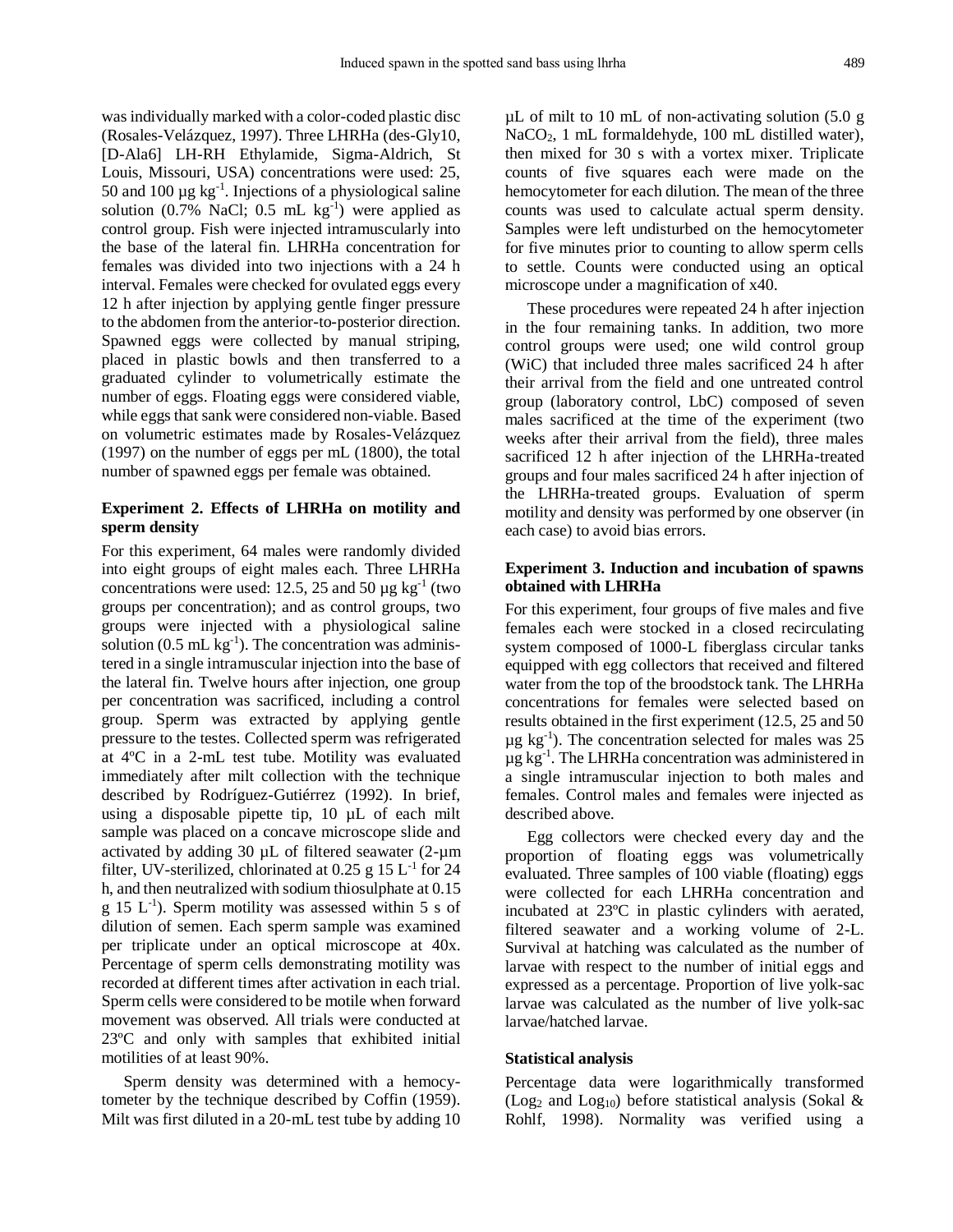was individually marked with a color-coded plastic disc (Rosales-Velázquez, 1997). Three LHRHa (des-Gly10, [D-Ala6] LH-RH Ethylamide, Sigma-Aldrich, St Louis, Missouri, USA) concentrations were used: 25, 50 and 100 µg kg$^{-1}$. Injections of a physiological saline solution (0.7% NaCl; 0.5 mL kg$^{-1}$) were applied as control group. Fish were injected intramuscularly into the base of the lateral fin. LHRHa concentration for females was divided into two injections with a 24 h interval. Females were checked for ovulated eggs every 12 h after injection by applying gentle finger pressure to the abdomen from the anterior-to-posterior direction. Spawned eggs were collected by manual striping, placed in plastic bowls and then transferred to a graduated cylinder to volumetrically estimate the number of eggs. Floating eggs were considered viable, while eggs that sank were considered non-viable. Based on volumetric estimates made by Rosales-Velázquez (1997) on the number of eggs per mL (1800), the total number of spawned eggs per female was obtained.

### Experiment 2. Effects of LHRHa on motility and sperm density

For this experiment, 64 males were randomly divided into eight groups of eight males each. Three LHRHa concentrations were used: 12.5, 25 and 50 µg kg$^{-1}$ (two groups per concentration); and as control groups, two groups were injected with a physiological saline solution (0.5 mL kg$^{-1}$). The concentration was administered in a single intramuscular injection into the base of the lateral fin. Twelve hours after injection, one group per concentration was sacrificed, including a control group. Sperm was extracted by applying gentle pressure to the testes. Collected sperm was refrigerated at 4ºC in a 2-mL test tube. Motility was evaluated immediately after milt collection with the technique described by Rodríguez-Gutiérrez (1992). In brief, using a disposable pipette tip, 10 µL of each milt sample was placed on a concave microscope slide and activated by adding 30 µL of filtered seawater (2-µm filter, UV-sterilized, chlorinated at 0.25 g 15 L$^{-1}$ for 24 h, and then neutralized with sodium thiosulphate at 0.15 g 15 L$^{-1}$). Sperm motility was assessed within 5 s of dilution of semen. Each sperm sample was examined per triplicate under an optical microscope at 40x. Percentage of sperm cells demonstrating motility was recorded at different times after activation in each trial. Sperm cells were considered to be motile when forward movement was observed. All trials were conducted at 23ºC and only with samples that exhibited initial motilities of at least 90%.

Sperm density was determined with a hemocytometer by the technique described by Coffin (1959). Milt was first diluted in a 20-mL test tube by adding 10 µL of milt to 10 mL of non-activating solution (5.0 g $NaCO_2$, 1 mL formaldehyde, 100 mL distilled water), then mixed for 30 s with a vortex mixer. Triplicate counts of five squares each were made on the hemocytometer for each dilution. The mean of the three counts was used to calculate actual sperm density. Samples were left undisturbed on the hemocytometer for five minutes prior to counting to allow sperm cells to settle. Counts were conducted using an optical microscope under a magnification of x40.

These procedures were repeated 24 h after injection in the four remaining tanks. In addition, two more control groups were used; one wild control group (WiC) that included three males sacrificed 24 h after their arrival from the field and one untreated control group (laboratory control, LbC) composed of seven males sacrificed at the time of the experiment (two weeks after their arrival from the field), three males sacrificed 12 h after injection of the LHRHa-treated groups and four males sacrificed 24 h after injection of the LHRHa-treated groups. Evaluation of sperm motility and density was performed by one observer (in each case) to avoid bias errors.

### Experiment 3. Induction and incubation of spawns obtained with LHRHa

For this experiment, four groups of five males and five females each were stocked in a closed recirculating system composed of 1000-L fiberglass circular tanks equipped with egg collectors that received and filtered water from the top of the broodstock tank. The LHRHa concentrations for females were selected based on results obtained in the first experiment (12.5, 25 and 50 µg kg$^{-1}$). The concentration selected for males was 25 µg kg$^{-1}$. The LHRHa concentration was administered in a single intramuscular injection to both males and females. Control males and females were injected as described above.

Egg collectors were checked every day and the proportion of floating eggs was volumetrically evaluated. Three samples of 100 viable (floating) eggs were collected for each LHRHa concentration and incubated at 23ºC in plastic cylinders with aerated, filtered seawater and a working volume of 2-L. Survival at hatching was calculated as the number of larvae with respect to the number of initial eggs and expressed as a percentage. Proportion of live yolk-sac larvae was calculated as the number of live yolk-sac larvae/hatched larvae.

### Statistical analysis

Percentage data were logarithmically transformed ($Log_2$ and $Log_{10}$) before statistical analysis (Sokal & Rohlf, 1998). Normality was verified using a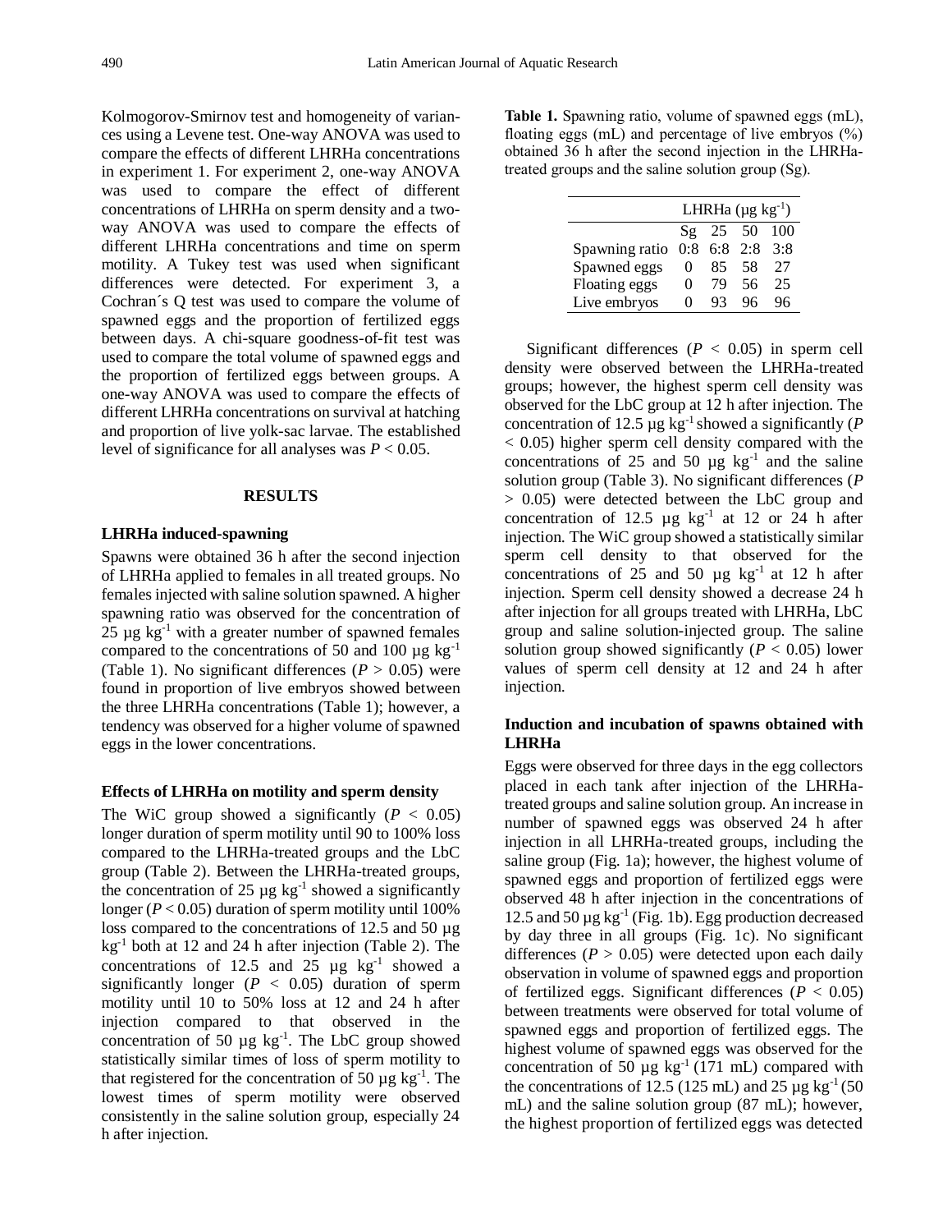Kolmogorov-Smirnov test and homogeneity of variances using a Levene test. One-way ANOVA was used to compare the effects of different LHRHa concentrations in experiment 1. For experiment 2, one-way ANOVA was used to compare the effect of different concentrations of LHRHa on sperm density and a two-way ANOVA was used to compare the effects of different LHRHa concentrations and time on sperm motility. A Tukey test was used when significant differences were detected. For experiment 3, a Cochran´s Q test was used to compare the volume of spawned eggs and the proportion of fertilized eggs between days. A chi-square goodness-of-fit test was used to compare the total volume of spawned eggs and the proportion of fertilized eggs between groups. A one-way ANOVA was used to compare the effects of different LHRHa concentrations on survival at hatching and proportion of live yolk-sac larvae. The established level of significance for all analyses was $P < 0.05$.

## RESULTS

### LHRHa induced-spawning

Spawns were obtained 36 h after the second injection of LHRHa applied to females in all treated groups. No females injected with saline solution spawned. A higher spawning ratio was observed for the concentration of 25 µg kg$^{-1}$ with a greater number of spawned females compared to the concentrations of 50 and 100 µg kg$^{-1}$ (Table 1). No significant differences ($P > 0.05$) were found in proportion of live embryos showed between the three LHRHa concentrations (Table 1); however, a tendency was observed for a higher volume of spawned eggs in the lower concentrations.

### Effects of LHRHa on motility and sperm density

The WiC group showed a significantly ($P < 0.05$) longer duration of sperm motility until 90 to 100% loss compared to the LHRHa-treated groups and the LbC group (Table 2). Between the LHRHa-treated groups, the concentration of 25 µg kg$^{-1}$ showed a significantly longer ($P < 0.05$) duration of sperm motility until 100% loss compared to the concentrations of 12.5 and 50 µg kg$^{-1}$ both at 12 and 24 h after injection (Table 2). The concentrations of 12.5 and 25 µg kg$^{-1}$ showed a significantly longer ($P < 0.05$) duration of sperm motility until 10 to 50% loss at 12 and 24 h after injection compared to that observed in the concentration of 50 µg kg$^{-1}$. The LbC group showed statistically similar times of loss of sperm motility to that registered for the concentration of 50 µg kg$^{-1}$. The lowest times of sperm motility were observed consistently in the saline solution group, especially 24 h after injection.

**Table 1.** Spawning ratio, volume of spawned eggs (mL), floating eggs (mL) and percentage of live embryos (%) obtained 36 h after the second injection in the LHRHa-treated groups and the saline solution group (Sg).

| | LHRHa (µg kg$^{-1}$) | | | |
|---|---|---|---|---|
| | Sg | 25 | 50 | 100 |
| Spawning ratio | 0:8 | 6:8 | 2:8 | 3:8 |
| Spawned eggs | 0 | 85 | 58 | 27 |
| Floating eggs | 0 | 79 | 56 | 25 |
| Live embryos | 0 | 93 | 96 | 96 |

Significant differences ($P < 0.05$) in sperm cell density were observed between the LHRHa-treated groups; however, the highest sperm cell density was observed for the LbC group at 12 h after injection. The concentration of 12.5 µg kg$^{-1}$ showed a significantly ($P < 0.05$) higher sperm cell density compared with the concentrations of 25 and 50 µg kg$^{-1}$ and the saline solution group (Table 3). No significant differences ($P > 0.05$) were detected between the LbC group and concentration of 12.5 µg kg$^{-1}$ at 12 or 24 h after injection. The WiC group showed a statistically similar sperm cell density to that observed for the concentrations of 25 and 50 µg kg$^{-1}$ at 12 h after injection. Sperm cell density showed a decrease 24 h after injection for all groups treated with LHRHa, LbC group and saline solution-injected group. The saline solution group showed significantly ($P < 0.05$) lower values of sperm cell density at 12 and 24 h after injection.

### Induction and incubation of spawns obtained with LHRHa

Eggs were observed for three days in the egg collectors placed in each tank after injection of the LHRHa-treated groups and saline solution group. An increase in number of spawned eggs was observed 24 h after injection in all LHRHa-treated groups, including the saline group (Fig. 1a); however, the highest volume of spawned eggs and proportion of fertilized eggs were observed 48 h after injection in the concentrations of 12.5 and 50 µg kg$^{-1}$ (Fig. 1b). Egg production decreased by day three in all groups (Fig. 1c). No significant differences ($P > 0.05$) were detected upon each daily observation in volume of spawned eggs and proportion of fertilized eggs. Significant differences ($P < 0.05$) between treatments were observed for total volume of spawned eggs and proportion of fertilized eggs. The highest volume of spawned eggs was observed for the concentration of 50 µg kg$^{-1}$ (171 mL) compared with the concentrations of 12.5 (125 mL) and 25 µg kg$^{-1}$ (50 mL) and the saline solution group (87 mL); however, the highest proportion of fertilized eggs was detected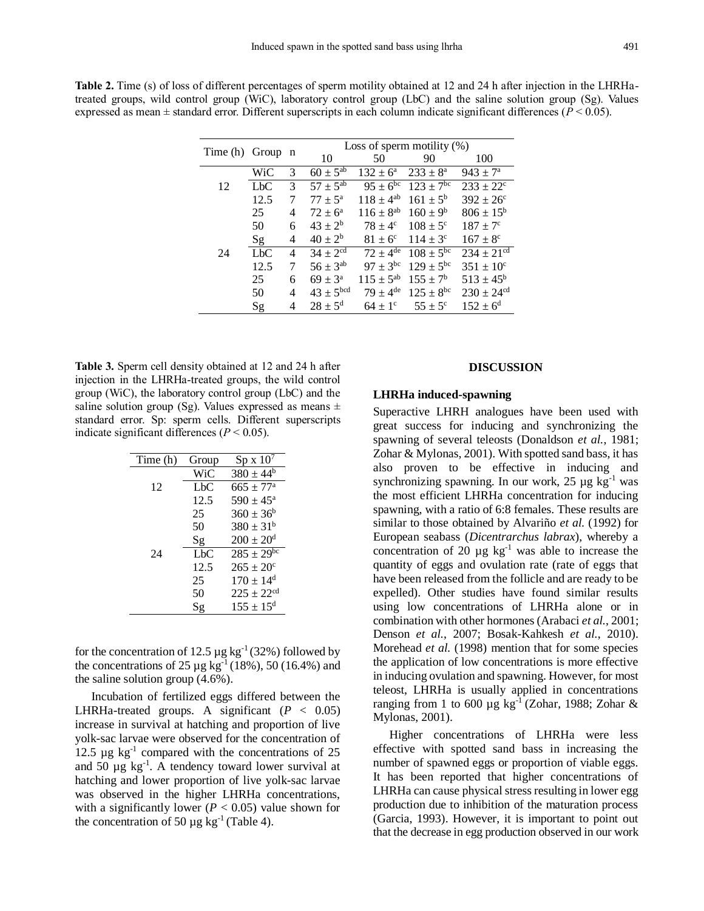**Table 2.** Time (s) of loss of different percentages of sperm motility obtained at 12 and 24 h after injection in the LHRHa-treated groups, wild control group (WiC), laboratory control group (LbC) and the saline solution group (Sg). Values expressed as mean ± standard error. Different superscripts in each column indicate significant differences ($P < 0.05$).

| Time (h) | Group | n | Loss of sperm motility (%) | | | |
|---|---|---|---|---|---|---|
| | | | 10 | 50 | 90 | 100 |
| | WiC | 3 | $60 \pm 5^{ab}$ | $132 \pm 6^{a}$ | $233 \pm 8^{a}$ | $943 \pm 7^{a}$ |
| 12 | LbC | 3 | $57 \pm 5^{ab}$ | $95 \pm 6^{bc}$ | $123 \pm 7^{bc}$ | $233 \pm 22^{c}$ |
| | 12.5 | 7 | $77 \pm 5^{a}$ | $118 \pm 4^{ab}$ | $161 \pm 5^{b}$ | $392 \pm 26^{c}$ |
| | 25 | 4 | $72 \pm 6^{a}$ | $116 \pm 8^{ab}$ | $160 \pm 9^{b}$ | $806 \pm 15^{b}$ |
| | 50 | 6 | $43 \pm 2^{b}$ | $78 \pm 4^{c}$ | $108 \pm 5^{c}$ | $187 \pm 7^{c}$ |
| | Sg | 4 | $40 \pm 2^{b}$ | $81 \pm 6^{c}$ | $114 \pm 3^{c}$ | $167 \pm 8^{c}$ |
| 24 | LbC | 4 | $34 \pm 2^{cd}$ | $72 \pm 4^{de}$ | $108 \pm 5^{bc}$ | $234 \pm 21^{cd}$ |
| | 12.5 | 7 | $56 \pm 3^{ab}$ | $97 \pm 3^{bc}$ | $129 \pm 5^{bc}$ | $351 \pm 10^{c}$ |
| | 25 | 6 | $69 \pm 3^{a}$ | $115 \pm 5^{ab}$ | $155 \pm 7^{b}$ | $513 \pm 45^{b}$ |
| | 50 | 4 | $43 \pm 5^{bcd}$ | $79 \pm 4^{de}$ | $125 \pm 8^{bc}$ | $230 \pm 24^{cd}$ |
| | Sg | 4 | $28 \pm 5^{d}$ | $64 \pm 1^{c}$ | $55 \pm 5^{c}$ | $152 \pm 6^{d}$ |

**Table 3.** Sperm cell density obtained at 12 and 24 h after injection in the LHRHa-treated groups, the wild control group (WiC), the laboratory control group (LbC) and the saline solution group (Sg). Values expressed as means ± standard error. Sp: sperm cells. Different superscripts indicate significant differences ($P < 0.05$).

| Time (h) | Group | Sp x $10^7$ |
|---|---|---|
| | WiC | $380 \pm 44^{b}$ |
| 12 | LbC | $665 \pm 77^{a}$ |
| | 12.5 | $590 \pm 45^{a}$ |
| | 25 | $360 \pm 36^{b}$ |
| | 50 | $380 \pm 31^{b}$ |
| | Sg | $200 \pm 20^{d}$ |
| 24 | LbC | $285 \pm 29^{bc}$ |
| | 12.5 | $265 \pm 20^{c}$ |
| | 25 | $170 \pm 14^{d}$ |
| | 50 | $225 \pm 22^{cd}$ |
| | Sg | $155 \pm 15^{d}$ |

for the concentration of 12.5 µg kg$^{-1}$ (32%) followed by the concentrations of 25 µg kg$^{-1}$ (18%), 50 (16.4%) and the saline solution group (4.6%).

Incubation of fertilized eggs differed between the LHRHa-treated groups. A significant ($P < 0.05$) increase in survival at hatching and proportion of live yolk-sac larvae were observed for the concentration of 12.5 µg kg$^{-1}$ compared with the concentrations of 25 and 50 µg kg$^{-1}$. A tendency toward lower survival at hatching and lower proportion of live yolk-sac larvae was observed in the higher LHRHa concentrations, with a significantly lower ($P < 0.05$) value shown for the concentration of 50 µg kg$^{-1}$ (Table 4).

## DISCUSSION

### LHRHa induced-spawning

Superactive LHRH analogues have been used with great success for inducing and synchronizing the spawning of several teleosts (Donaldson *et al.*, 1981; Zohar & Mylonas, 2001). With spotted sand bass, it has also proven to be effective in inducing and synchronizing spawning. In our work, 25 µg kg$^{-1}$ was the most efficient LHRHa concentration for inducing spawning, with a ratio of 6:8 females. These results are similar to those obtained by Alvariño *et al.* (1992) for European seabass (*Dicentrarchus labrax*), whereby a concentration of 20 µg kg$^{-1}$ was able to increase the quantity of eggs and ovulation rate (rate of eggs that have been released from the follicle and are ready to be expelled). Other studies have found similar results using low concentrations of LHRHa alone or in combination with other hormones (Arabaci *et al.*, 2001; Denson *et al.*, 2007; Bosak-Kahkesh *et al.*, 2010). Morehead *et al.* (1998) mention that for some species the application of low concentrations is more effective in inducing ovulation and spawning. However, for most teleost, LHRHa is usually applied in concentrations ranging from 1 to 600 µg kg$^{-1}$ (Zohar, 1988; Zohar & Mylonas, 2001).

Higher concentrations of LHRHa were less effective with spotted sand bass in increasing the number of spawned eggs or proportion of viable eggs. It has been reported that higher concentrations of LHRHa can cause physical stress resulting in lower egg production due to inhibition of the maturation process (Garcia, 1993). However, it is important to point out that the decrease in egg production observed in our work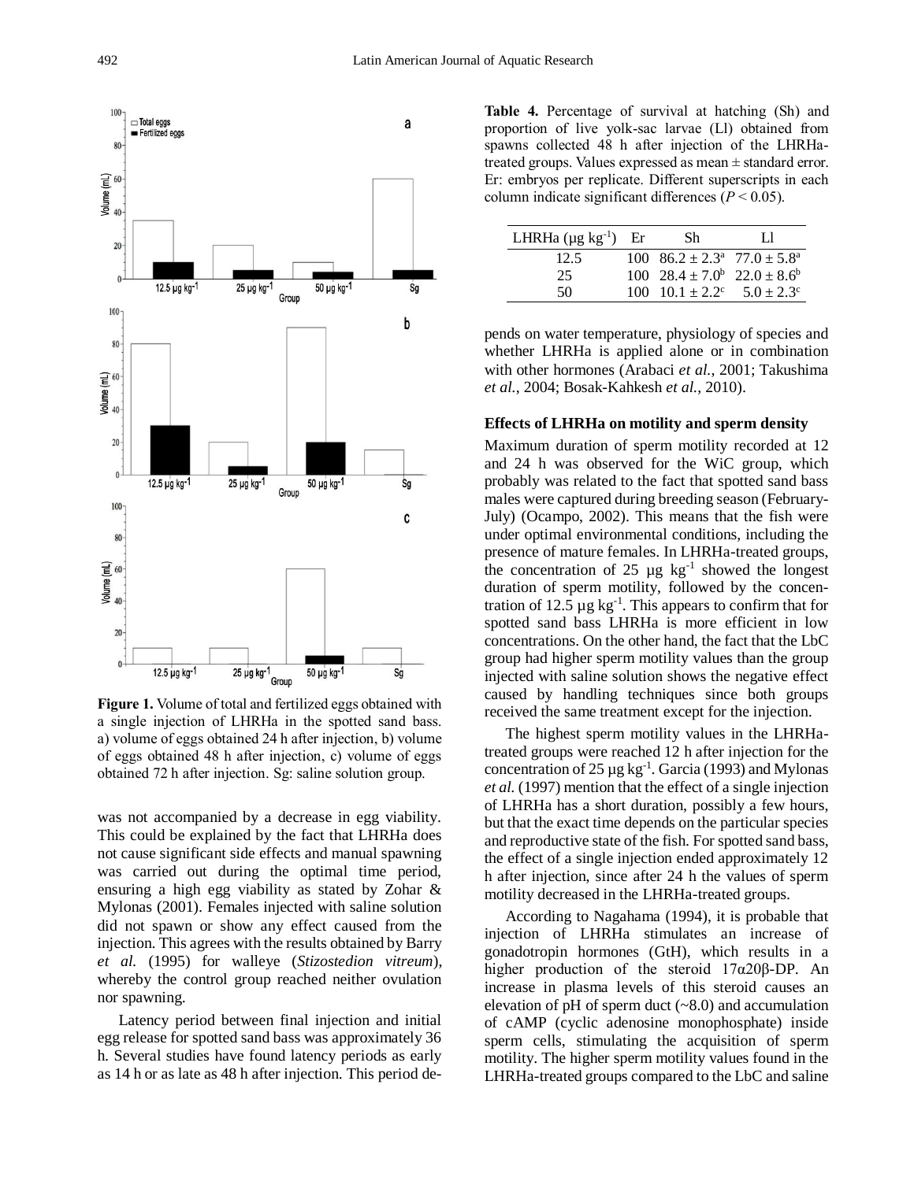Figure 1. Volume of total and fertilized eggs obtained with a single injection of LHRHa in the spotted sand bass. a) volume of eggs obtained 24 h after injection, b) volume of eggs obtained 48 h after injection, c) volume of eggs obtained 72 h after injection. Sg: saline solution group.

was not accompanied by a decrease in egg viability. This could be explained by the fact that LHRHa does not cause significant side effects and manual spawning was carried out during the optimal time period, ensuring a high egg viability as stated by Zohar & Mylonas (2001). Females injected with saline solution did not spawn or show any effect caused from the injection. This agrees with the results obtained by Barry *et al.* (1995) for walleye (*Stizostedion vitreum*), whereby the control group reached neither ovulation nor spawning.

Latency period between final injection and initial egg release for spotted sand bass was approximately 36 h. Several studies have found latency periods as early as 14 h or as late as 48 h after injection. This period depends on water temperature, physiology of species and whether LHRHa is applied alone or in combination with other hormones (Arabaci *et al.*, 2001; Takushima *et al.*, 2004; Bosak-Kahkesh *et al.*, 2010).

**Table 4.** Percentage of survival at hatching (Sh) and proportion of live yolk-sac larvae (Ll) obtained from spawns collected 48 h after injection of the LHRHa-treated groups. Values expressed as mean ± standard error. Er: embryos per replicate. Different superscripts in each column indicate significant differences ($P < 0.05$).

| LHRHa (µg kg$^{-1}$) | Er | Sh | Ll |
|---|---|---|---|
| 12.5 | 100 | $86.2 \pm 2.3^a$ | $77.0 \pm 5.8^a$ |
| 25 | 100 | $28.4 \pm 7.0^b$ | $22.0 \pm 8.6^b$ |
| 50 | 100 | $10.1 \pm 2.2^c$ | $5.0 \pm 2.3^c$ |

### Effects of LHRHa on motility and sperm density

Maximum duration of sperm motility recorded at 12 and 24 h was observed for the WiC group, which probably was related to the fact that spotted sand bass males were captured during breeding season (February-July) (Ocampo, 2002). This means that the fish were under optimal environmental conditions, including the presence of mature females. In LHRHa-treated groups, the concentration of 25 µg kg$^{-1}$ showed the longest duration of sperm motility, followed by the concentration of 12.5 µg kg$^{-1}$. This appears to confirm that for spotted sand bass LHRHa is more efficient in low concentrations. On the other hand, the fact that the LbC group had higher sperm motility values than the group injected with saline solution shows the negative effect caused by handling techniques since both groups received the same treatment except for the injection.

The highest sperm motility values in the LHRHa-treated groups were reached 12 h after injection for the concentration of 25 µg kg$^{-1}$. Garcia (1993) and Mylonas *et al.* (1997) mention that the effect of a single injection of LHRHa has a short duration, possibly a few hours, but that the exact time depends on the particular species and reproductive state of the fish. For spotted sand bass, the effect of a single injection ended approximately 12 h after injection, since after 24 h the values of sperm motility decreased in the LHRHa-treated groups.

According to Nagahama (1994), it is probable that injection of LHRHa stimulates an increase of gonadotropin hormones (GtH), which results in a higher production of the steroid 17α20β-DP. An increase in plasma levels of this steroid causes an elevation of pH of sperm duct (~8.0) and accumulation of cAMP (cyclic adenosine monophosphate) inside sperm cells, stimulating the acquisition of sperm motility. The higher sperm motility values found in the LHRHa-treated groups compared to the LbC and saline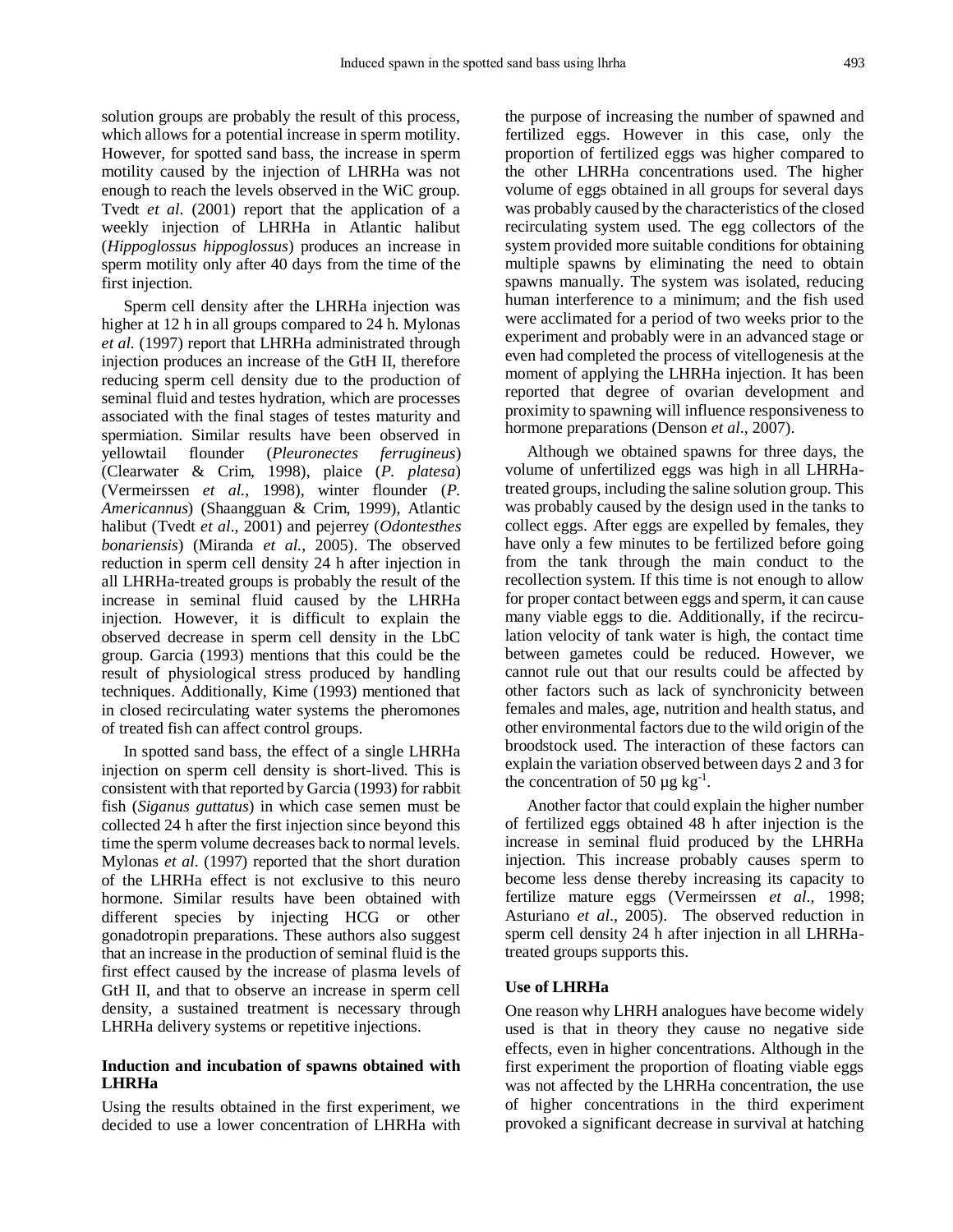solution groups are probably the result of this process, which allows for a potential increase in sperm motility. However, for spotted sand bass, the increase in sperm motility caused by the injection of LHRHa was not enough to reach the levels observed in the WiC group. Tvedt *et al*. (2001) report that the application of a weekly injection of LHRHa in Atlantic halibut (*Hippoglossus hippoglossus*) produces an increase in sperm motility only after 40 days from the time of the first injection.

Sperm cell density after the LHRHa injection was higher at 12 h in all groups compared to 24 h. Mylonas *et al.* (1997) report that LHRHa administrated through injection produces an increase of the GtH II, therefore reducing sperm cell density due to the production of seminal fluid and testes hydration, which are processes associated with the final stages of testes maturity and spermiation. Similar results have been observed in yellowtail flounder (*Pleuronectes ferrugineus*) (Clearwater & Crim, 1998), plaice (*P. platesa*) (Vermeirssen *et al.*, 1998), winter flounder (*P. Americannus*) (Shaangguan & Crim, 1999), Atlantic halibut (Tvedt *et al*., 2001) and pejerrey (*Odontesthes bonariensis*) (Miranda *et al.*, 2005). The observed reduction in sperm cell density 24 h after injection in all LHRHa-treated groups is probably the result of the increase in seminal fluid caused by the LHRHa injection. However, it is difficult to explain the observed decrease in sperm cell density in the LbC group. Garcia (1993) mentions that this could be the result of physiological stress produced by handling techniques. Additionally, Kime (1993) mentioned that in closed recirculating water systems the pheromones of treated fish can affect control groups.

In spotted sand bass, the effect of a single LHRHa injection on sperm cell density is short-lived. This is consistent with that reported by Garcia (1993) for rabbit fish (*Siganus guttatus*) in which case semen must be collected 24 h after the first injection since beyond this time the sperm volume decreases back to normal levels. Mylonas *et al*. (1997) reported that the short duration of the LHRHa effect is not exclusive to this neuro hormone. Similar results have been obtained with different species by injecting HCG or other gonadotropin preparations. These authors also suggest that an increase in the production of seminal fluid is the first effect caused by the increase of plasma levels of GtH II, and that to observe an increase in sperm cell density, a sustained treatment is necessary through LHRHa delivery systems or repetitive injections.

### Induction and incubation of spawns obtained with LHRHa

Using the results obtained in the first experiment, we decided to use a lower concentration of LHRHa with the purpose of increasing the number of spawned and fertilized eggs. However in this case, only the proportion of fertilized eggs was higher compared to the other LHRHa concentrations used. The higher volume of eggs obtained in all groups for several days was probably caused by the characteristics of the closed recirculating system used. The egg collectors of the system provided more suitable conditions for obtaining multiple spawns by eliminating the need to obtain spawns manually. The system was isolated, reducing human interference to a minimum; and the fish used were acclimated for a period of two weeks prior to the experiment and probably were in an advanced stage or even had completed the process of vitellogenesis at the moment of applying the LHRHa injection. It has been reported that degree of ovarian development and proximity to spawning will influence responsiveness to hormone preparations (Denson *et al*., 2007).

Although we obtained spawns for three days, the volume of unfertilized eggs was high in all LHRHa-treated groups, including the saline solution group. This was probably caused by the design used in the tanks to collect eggs. After eggs are expelled by females, they have only a few minutes to be fertilized before going from the tank through the main conduct to the recollection system. If this time is not enough to allow for proper contact between eggs and sperm, it can cause many viable eggs to die. Additionally, if the recirculation velocity of tank water is high, the contact time between gametes could be reduced. However, we cannot rule out that our results could be affected by other factors such as lack of synchronicity between females and males, age, nutrition and health status, and other environmental factors due to the wild origin of the broodstock used. The interaction of these factors can explain the variation observed between days 2 and 3 for the concentration of 50 µg $kg^{-1}$.

Another factor that could explain the higher number of fertilized eggs obtained 48 h after injection is the increase in seminal fluid produced by the LHRHa injection. This increase probably causes sperm to become less dense thereby increasing its capacity to fertilize mature eggs (Vermeirssen *et al*., 1998; Asturiano *et al*., 2005). The observed reduction in sperm cell density 24 h after injection in all LHRHa-treated groups supports this.

### Use of LHRHa

One reason why LHRH analogues have become widely used is that in theory they cause no negative side effects, even in higher concentrations. Although in the first experiment the proportion of floating viable eggs was not affected by the LHRHa concentration, the use of higher concentrations in the third experiment provoked a significant decrease in survival at hatching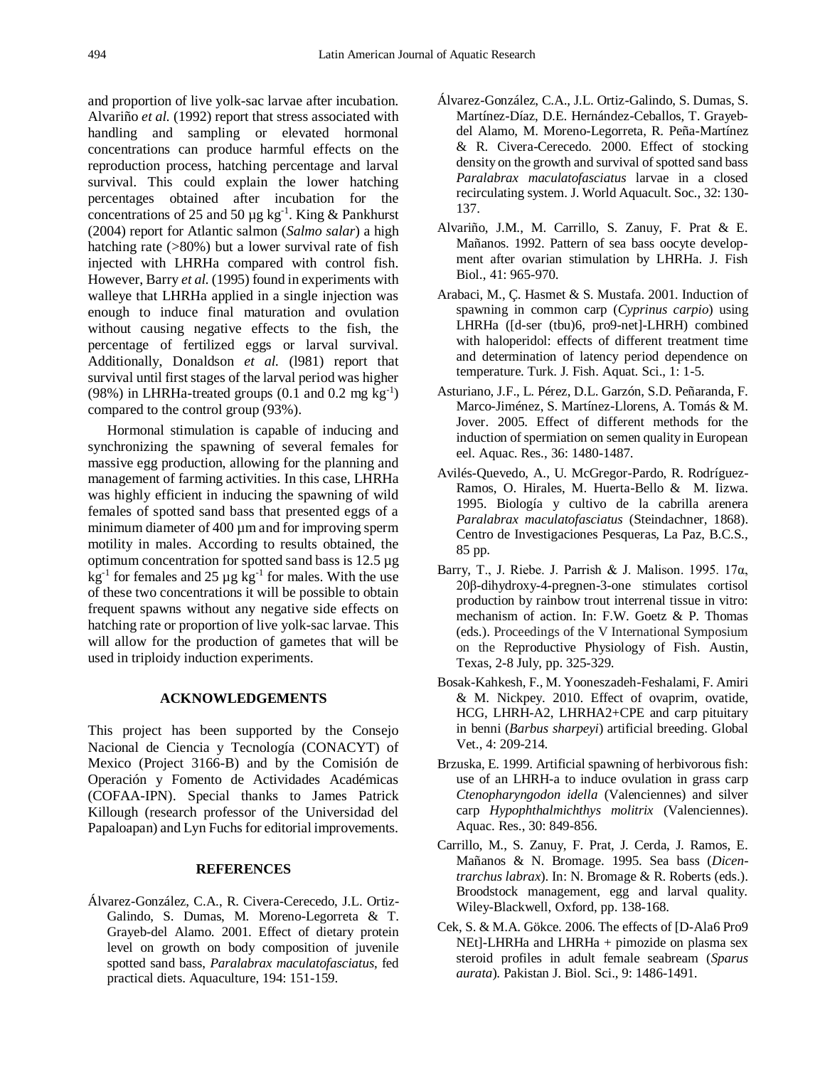and proportion of live yolk-sac larvae after incubation. Alvariño *et al.* (1992) report that stress associated with handling and sampling or elevated hormonal concentrations can produce harmful effects on the reproduction process, hatching percentage and larval survival. This could explain the lower hatching percentages obtained after incubation for the concentrations of 25 and 50 µg $kg^{-1}$. King & Pankhurst (2004) report for Atlantic salmon (*Salmo salar*) a high hatching rate (>80%) but a lower survival rate of fish injected with LHRHa compared with control fish. However, Barry *et al.* (1995) found in experiments with walleye that LHRHa applied in a single injection was enough to induce final maturation and ovulation without causing negative effects to the fish, the percentage of fertilized eggs or larval survival. Additionally, Donaldson *et al.* (l981) report that survival until first stages of the larval period was higher (98%) in LHRHa-treated groups (0.1 and 0.2 mg $kg^{-1}$) compared to the control group (93%).

Hormonal stimulation is capable of inducing and synchronizing the spawning of several females for massive egg production, allowing for the planning and management of farming activities. In this case, LHRHa was highly efficient in inducing the spawning of wild females of spotted sand bass that presented eggs of a minimum diameter of 400 µm and for improving sperm motility in males. According to results obtained, the optimum concentration for spotted sand bass is 12.5 µg $kg^{-1}$ for females and 25 µg $kg^{-1}$ for males. With the use of these two concentrations it will be possible to obtain frequent spawns without any negative side effects on hatching rate or proportion of live yolk-sac larvae. This will allow for the production of gametes that will be used in triploidy induction experiments.

## ACKNOWLEDGEMENTS

This project has been supported by the Consejo Nacional de Ciencia y Tecnología (CONACYT) of Mexico (Project 3166-B) and by the Comisión de Operación y Fomento de Actividades Académicas (COFAA-IPN). Special thanks to James Patrick Killough (research professor of the Universidad del Papaloapan) and Lyn Fuchs for editorial improvements.

## REFERENCES

Álvarez-González, C.A., R. Civera-Cerecedo, J.L. Ortiz-Galindo, S. Dumas, M. Moreno-Legorreta & T. Grayeb-del Alamo. 2001. Effect of dietary protein level on growth on body composition of juvenile spotted sand bass, *Paralabrax maculatofasciatus*, fed practical diets. Aquaculture, 194: 151-159.

Álvarez-González, C.A., J.L. Ortiz-Galindo, S. Dumas, S. Martínez-Díaz, D.E. Hernández-Ceballos, T. Grayeb-del Alamo, M. Moreno-Legorreta, R. Peña-Martínez & R. Civera-Cerecedo. 2000. Effect of stocking density on the growth and survival of spotted sand bass *Paralabrax maculatofasciatus* larvae in a closed recirculating system. J. World Aquacult. Soc., 32: 130-137.

Alvariño, J.M., M. Carrillo, S. Zanuy, F. Prat & E. Mañanos. 1992. Pattern of sea bass oocyte development after ovarian stimulation by LHRHa. J. Fish Biol., 41: 965-970.

Arabaci, M., Ç. Hasmet & S. Mustafa. 2001. Induction of spawning in common carp (*Cyprinus carpio*) using LHRHa ([d-ser (tbu)6, pro9-net]-LHRH) combined with haloperidol: effects of different treatment time and determination of latency period dependence on temperature. Turk. J. Fish. Aquat. Sci., 1: 1-5.

Asturiano, J.F., L. Pérez, D.L. Garzón, S.D. Peñaranda, F. Marco-Jiménez, S. Martínez-Llorens, A. Tomás & M. Jover. 2005. Effect of different methods for the induction of spermiation on semen quality in European eel. Aquac. Res., 36: 1480-1487.

Avilés-Quevedo, A., U. McGregor-Pardo, R. Rodríguez-Ramos, O. Hirales, M. Huerta-Bello & M. Iizwa. 1995. Biología y cultivo de la cabrilla arenera *Paralabrax maculatofasciatus* (Steindachner, 1868). Centro de Investigaciones Pesqueras, La Paz, B.C.S., 85 pp.

Barry, T., J. Riebe. J. Parrish & J. Malison. 1995. 17α, 20β-dihydroxy-4-pregnen-3-one stimulates cortisol production by rainbow trout interrenal tissue in vitro: mechanism of action. In: F.W. Goetz & P. Thomas (eds.). Proceedings of the V International Symposium on the Reproductive Physiology of Fish. Austin, Texas, 2-8 July, pp. 325-329.

Bosak-Kahkesh, F., M. Yooneszadeh-Feshalami, F. Amiri & M. Nickpey. 2010. Effect of ovaprim, ovatide, HCG, LHRH-A2, LHRHA2+CPE and carp pituitary in benni (*Barbus sharpeyi*) artificial breeding. Global Vet., 4: 209-214.

Brzuska, E. 1999. Artificial spawning of herbivorous fish: use of an LHRH-a to induce ovulation in grass carp *Ctenopharyngodon idella* (Valenciennes) and silver carp *Hypophthalmichthys molitrix* (Valenciennes). Aquac. Res., 30: 849-856.

Carrillo, M., S. Zanuy, F. Prat, J. Cerda, J. Ramos, E. Mañanos & N. Bromage. 1995. Sea bass (*Dicentrarchus labrax*). In: N. Bromage & R. Roberts (eds.). Broodstock management, egg and larval quality. Wiley-Blackwell, Oxford, pp. 138-168.

Cek, S. & M.A. Gökce. 2006. The effects of [D-Ala6 Pro9 NEt]-LHRHa and LHRHa + pimozide on plasma sex steroid profiles in adult female seabream (*Sparus aurata*). Pakistan J. Biol. Sci., 9: 1486-1491.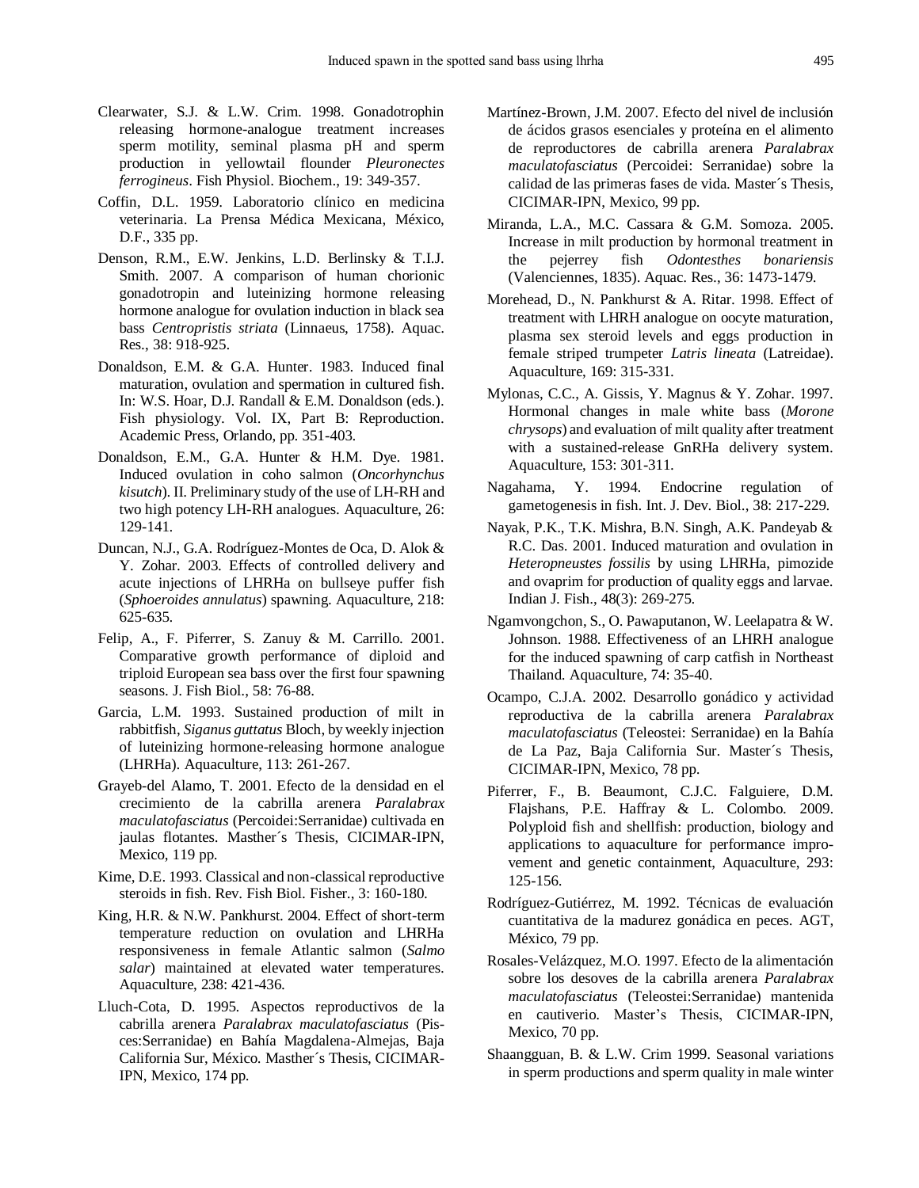Clearwater, S.J. & L.W. Crim. 1998. Gonadotrophin releasing hormone-analogue treatment increases sperm motility, seminal plasma pH and sperm production in yellowtail flounder *Pleuronectes ferrogineus*. Fish Physiol. Biochem., 19: 349-357.

Coffin, D.L. 1959. Laboratorio clínico en medicina veterinaria. La Prensa Médica Mexicana, México, D.F., 335 pp.

Denson, R.M., E.W. Jenkins, L.D. Berlinsky & T.I.J. Smith. 2007. A comparison of human chorionic gonadotropin and luteinizing hormone releasing hormone analogue for ovulation induction in black sea bass *Centropristis striata* (Linnaeus, 1758). Aquac. Res., 38: 918-925.

Donaldson, E.M. & G.A. Hunter. 1983. Induced final maturation, ovulation and spermation in cultured fish. In: W.S. Hoar, D.J. Randall & E.M. Donaldson (eds.). Fish physiology. Vol. IX, Part B: Reproduction. Academic Press, Orlando, pp. 351-403.

Donaldson, E.M., G.A. Hunter & H.M. Dye. 1981. Induced ovulation in coho salmon (*Oncorhynchus kisutch*). II. Preliminary study of the use of LH-RH and two high potency LH-RH analogues. Aquaculture, 26: 129-141.

Duncan, N.J., G.A. Rodríguez-Montes de Oca, D. Alok & Y. Zohar. 2003. Effects of controlled delivery and acute injections of LHRHa on bullseye puffer fish (*Sphoeroides annulatus*) spawning. Aquaculture, 218: 625-635.

Felip, A., F. Piferrer, S. Zanuy & M. Carrillo. 2001. Comparative growth performance of diploid and triploid European sea bass over the first four spawning seasons. J. Fish Biol., 58: 76-88.

Garcia, L.M. 1993. Sustained production of milt in rabbitfish, *Siganus guttatus* Bloch, by weekly injection of luteinizing hormone-releasing hormone analogue (LHRHa). Aquaculture, 113: 261-267.

Grayeb-del Alamo, T. 2001. Efecto de la densidad en el crecimiento de la cabrilla arenera *Paralabrax maculatofasciatus* (Percoidei:Serranidae) cultivada en jaulas flotantes. Masther´s Thesis, CICIMAR-IPN, Mexico, 119 pp.

Kime, D.E. 1993. Classical and non-classical reproductive steroids in fish. Rev. Fish Biol. Fisher., 3: 160-180.

King, H.R. & N.W. Pankhurst. 2004. Effect of short-term temperature reduction on ovulation and LHRHa responsiveness in female Atlantic salmon (*Salmo salar*) maintained at elevated water temperatures. Aquaculture, 238: 421-436.

Lluch-Cota, D. 1995. Aspectos reproductivos de la cabrilla arenera *Paralabrax maculatofasciatus* (Pisces:Serranidae) en Bahía Magdalena-Almejas, Baja California Sur, México. Masther´s Thesis, CICIMAR-IPN, Mexico, 174 pp.

Martínez-Brown, J.M. 2007. Efecto del nivel de inclusión de ácidos grasos esenciales y proteína en el alimento de reproductores de cabrilla arenera *Paralabrax maculatofasciatus* (Percoidei: Serranidae) sobre la calidad de las primeras fases de vida. Master´s Thesis, CICIMAR-IPN, Mexico, 99 pp.

Miranda, L.A., M.C. Cassara & G.M. Somoza. 2005. Increase in milt production by hormonal treatment in the pejerrey fish *Odontesthes bonariensis* (Valenciennes, 1835). Aquac. Res., 36: 1473-1479.

Morehead, D., N. Pankhurst & A. Ritar. 1998. Effect of treatment with LHRH analogue on oocyte maturation, plasma sex steroid levels and eggs production in female striped trumpeter *Latris lineata* (Latreidae). Aquaculture, 169: 315-331.

Mylonas, C.C., A. Gissis, Y. Magnus & Y. Zohar. 1997. Hormonal changes in male white bass (*Morone chrysops*) and evaluation of milt quality after treatment with a sustained-release GnRHa delivery system. Aquaculture, 153: 301-311.

Nagahama, Y. 1994. Endocrine regulation of gametogenesis in fish. Int. J. Dev. Biol., 38: 217-229.

Nayak, P.K., T.K. Mishra, B.N. Singh, A.K. Pandeyab & R.C. Das. 2001. Induced maturation and ovulation in *Heteropneustes fossilis* by using LHRHa, pimozide and ovaprim for production of quality eggs and larvae. Indian J. Fish., 48(3): 269-275.

Ngamvongchon, S., O. Pawaputanon, W. Leelapatra & W. Johnson. 1988. Effectiveness of an LHRH analogue for the induced spawning of carp catfish in Northeast Thailand. Aquaculture, 74: 35-40.

Ocampo, C.J.A. 2002. Desarrollo gonádico y actividad reproductiva de la cabrilla arenera *Paralabrax maculatofasciatus* (Teleostei: Serranidae) en la Bahía de La Paz, Baja California Sur. Master´s Thesis, CICIMAR-IPN, Mexico, 78 pp.

Piferrer, F., B. Beaumont, C.J.C. Falguiere, D.M. Flajshans, P.E. Haffray & L. Colombo. 2009. Polyploid fish and shellfish: production, biology and applications to aquaculture for performance improvement and genetic containment, Aquaculture, 293: 125-156.

Rodríguez-Gutiérrez, M. 1992. Técnicas de evaluación cuantitativa de la madurez gonádica en peces. AGT, México, 79 pp.

Rosales-Velázquez, M.O. 1997. Efecto de la alimentación sobre los desoves de la cabrilla arenera *Paralabrax maculatofasciatus* (Teleostei:Serranidae) mantenida en cautiverio. Master's Thesis, CICIMAR-IPN, Mexico, 70 pp.

Shaangguan, B. & L.W. Crim 1999. Seasonal variations in sperm productions and sperm quality in male winter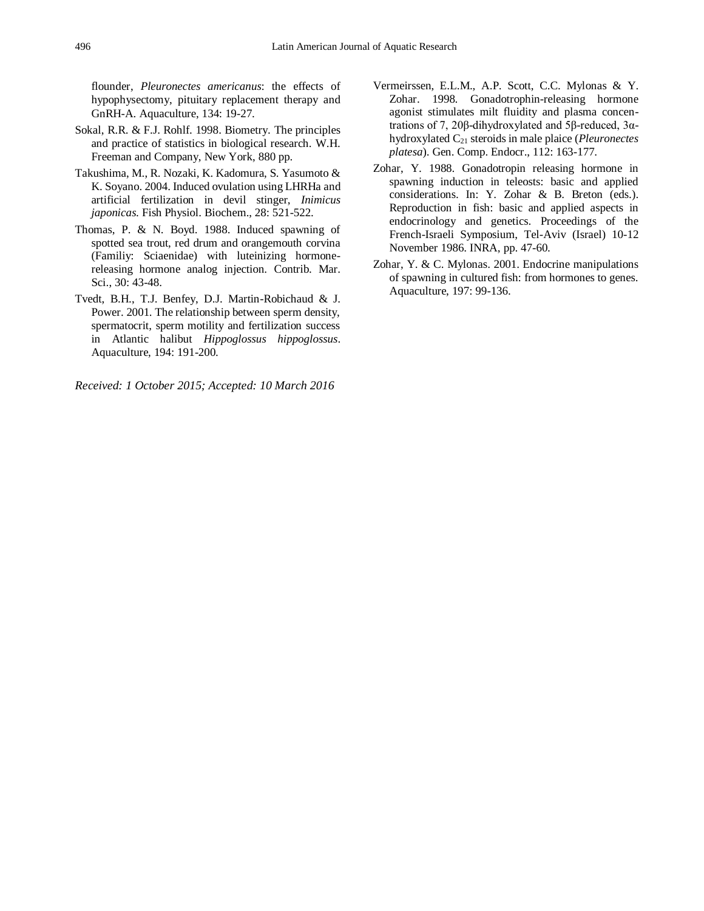flounder, *Pleuronectes americanus*: the effects of hypophysectomy, pituitary replacement therapy and GnRH-A. Aquaculture, 134: 19-27.

Sokal, R.R. & F.J. Rohlf. 1998. Biometry. The principles and practice of statistics in biological research. W.H. Freeman and Company, New York, 880 pp.

Takushima, M., R. Nozaki, K. Kadomura, S. Yasumoto & K. Soyano. 2004. Induced ovulation using LHRHa and artificial fertilization in devil stinger, *Inimicus japonicas*. Fish Physiol. Biochem., 28: 521-522.

Thomas, P. & N. Boyd. 1988. Induced spawning of spotted sea trout, red drum and orangemouth corvina (Familiy: Sciaenidae) with luteinizing hormone-releasing hormone analog injection. Contrib. Mar. Sci., 30: 43-48.

Tvedt, B.H., T.J. Benfey, D.J. Martin-Robichaud & J. Power. 2001. The relationship between sperm density, spermatocrit, sperm motility and fertilization success in Atlantic halibut *Hippoglossus hippoglossus*. Aquaculture, 194: 191-200.

*Received: 1 October 2015; Accepted: 10 March 2016*

Vermeirssen, E.L.M., A.P. Scott, C.C. Mylonas & Y. Zohar. 1998. Gonadotrophin-releasing hormone agonist stimulates milt fluidity and plasma concentrations of 7, 20β-dihydroxylated and 5β-reduced, 3α-hydroxylated $C_{21}$ steroids in male plaice (*Pleuronectes platesa*). Gen. Comp. Endocr., 112: 163-177.

Zohar, Y. 1988. Gonadotropin releasing hormone in spawning induction in teleosts: basic and applied considerations. In: Y. Zohar & B. Breton (eds.). Reproduction in fish: basic and applied aspects in endocrinology and genetics. Proceedings of the French-Israeli Symposium, Tel-Aviv (Israel) 10-12 November 1986. INRA, pp. 47-60.

Zohar, Y. & C. Mylonas. 2001. Endocrine manipulations of spawning in cultured fish: from hormones to genes. Aquaculture, 197: 99-136.